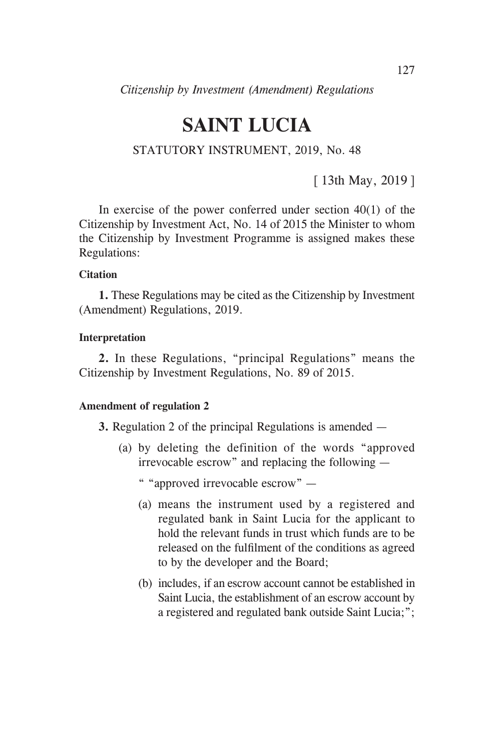# SAINT LUCIA

STATUTORY INSTRUMENT, 2019, No. 48

[ 13th May, 2019 ]

In exercise of the power conferred under section 40(1) of the Citizenship by Investment Act, No. 14 of 2015 the Minister to whom the Citizenship by Investment Programme is assigned makes these Regulations:

**Citation**

**1.** These Regulations may be cited as the Citizenship by Investment (Amendment) Regulations, 2019.

**Interpretation**

**2.** In these Regulations, "principal Regulations" means the Citizenship by Investment Regulations, No. 89 of 2015.

**Amendment of regulation 2**

**3.** Regulation 2 of the principal Regulations is amended —

(a) by deleting the definition of the words "approved irrevocable escrow" and replacing the following —

" "approved irrevocable escrow" —

(a) means the instrument used by a registered and regulated bank in Saint Lucia for the applicant to hold the relevant funds in trust which funds are to be released on the fulfilment of the conditions as agreed to by the developer and the Board;

(b) includes, if an escrow account cannot be established in Saint Lucia, the establishment of an escrow account by a registered and regulated bank outside Saint Lucia;";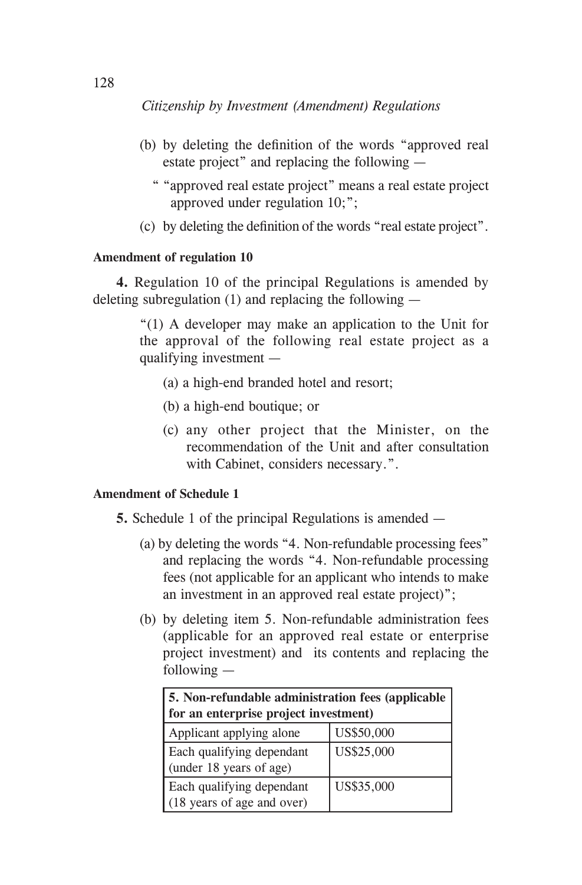(b) by deleting the definition of the words "approved real estate project" and replacing the following —

" "approved real estate project" means a real estate project approved under regulation 10;";

(c) by deleting the definition of the words "real estate project".

**Amendment of regulation 10**

**4.** Regulation 10 of the principal Regulations is amended by deleting subregulation (1) and replacing the following —

"(1) A developer may make an application to the Unit for the approval of the following real estate project as a qualifying investment —

(a) a high-end branded hotel and resort;

(b) a high-end boutique; or

(c) any other project that the Minister, on the recommendation of the Unit and after consultation with Cabinet, considers necessary.".

**Amendment of Schedule 1**

**5.** Schedule 1 of the principal Regulations is amended —

(a) by deleting the words "4. Non-refundable processing fees" and replacing the words "4. Non-refundable processing fees (not applicable for an applicant who intends to make an investment in an approved real estate project)";

(b) by deleting item 5. Non-refundable administration fees (applicable for an approved real estate or enterprise project investment) and its contents and replacing the following —

| **5. Non-refundable administration fees (applicable for an enterprise project investment)** | |
|---|---|
| Applicant applying alone | US$50,000 |
| Each qualifying dependant (under 18 years of age) | US$25,000 |
| Each qualifying dependant (18 years of age and over) | US$35,000 |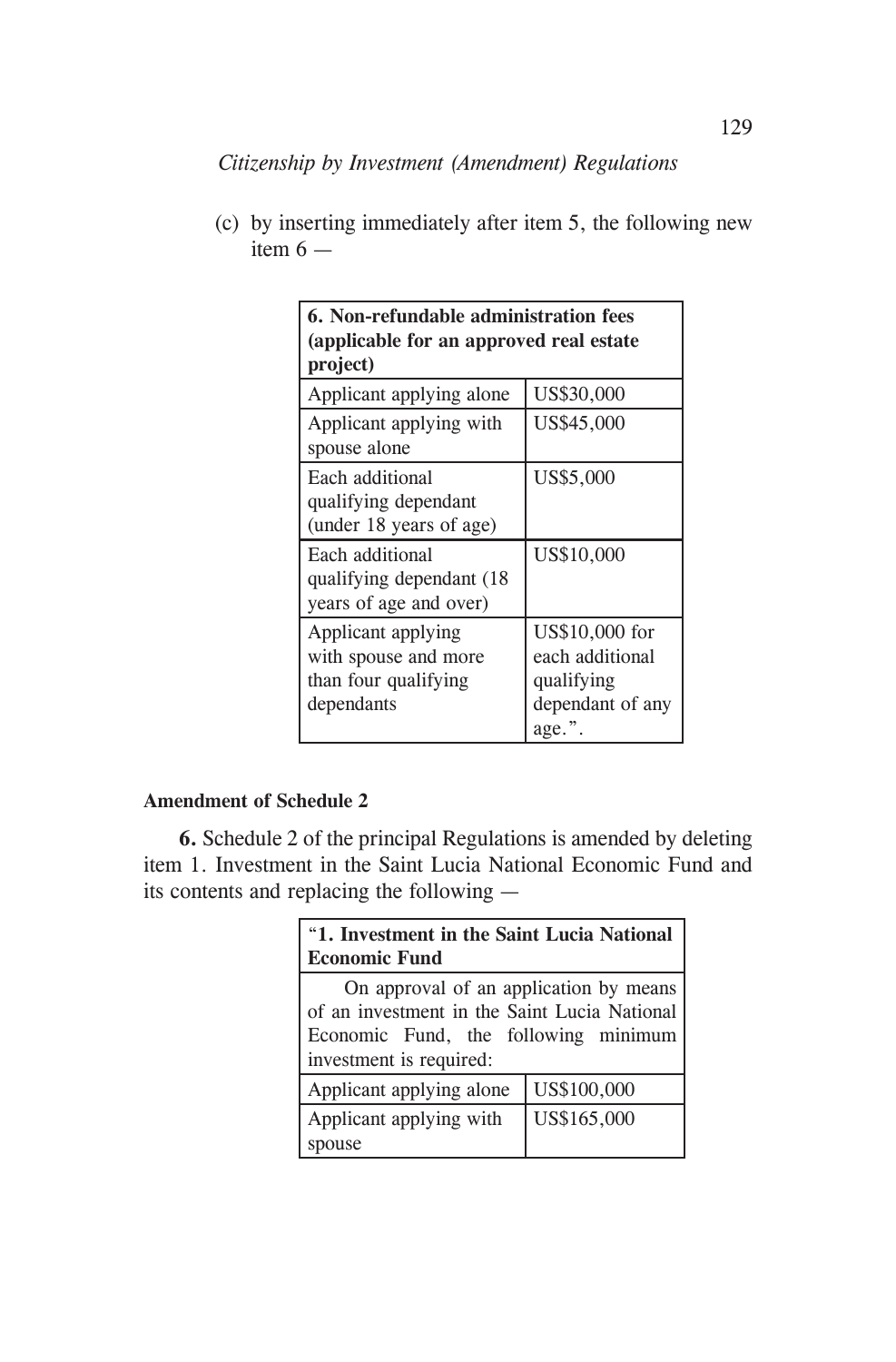(c) by inserting immediately after item 5, the following new item 6 —

| **6. Non-refundable administration fees (applicable for an approved real estate project)** | |
|---|---|
| Applicant applying alone | US$30,000 |
| Applicant applying with spouse alone | US$45,000 |
| Each additional qualifying dependant (under 18 years of age) | US$5,000 |
| Each additional qualifying dependant (18 years of age and over) | US$10,000 |
| Applicant applying with spouse and more than four qualifying dependants | US$10,000 for each additional qualifying dependant of any age.". |

**Amendment of Schedule 2**

**6.** Schedule 2 of the principal Regulations is amended by deleting item 1. Investment in the Saint Lucia National Economic Fund and its contents and replacing the following —

| "**1. Investment in the Saint Lucia National Economic Fund** | |
|---|---|
| On approval of an application by means of an investment in the Saint Lucia National Economic Fund, the following minimum investment is required: | |
| Applicant applying alone | US$100,000 |
| Applicant applying with spouse | US$165,000 |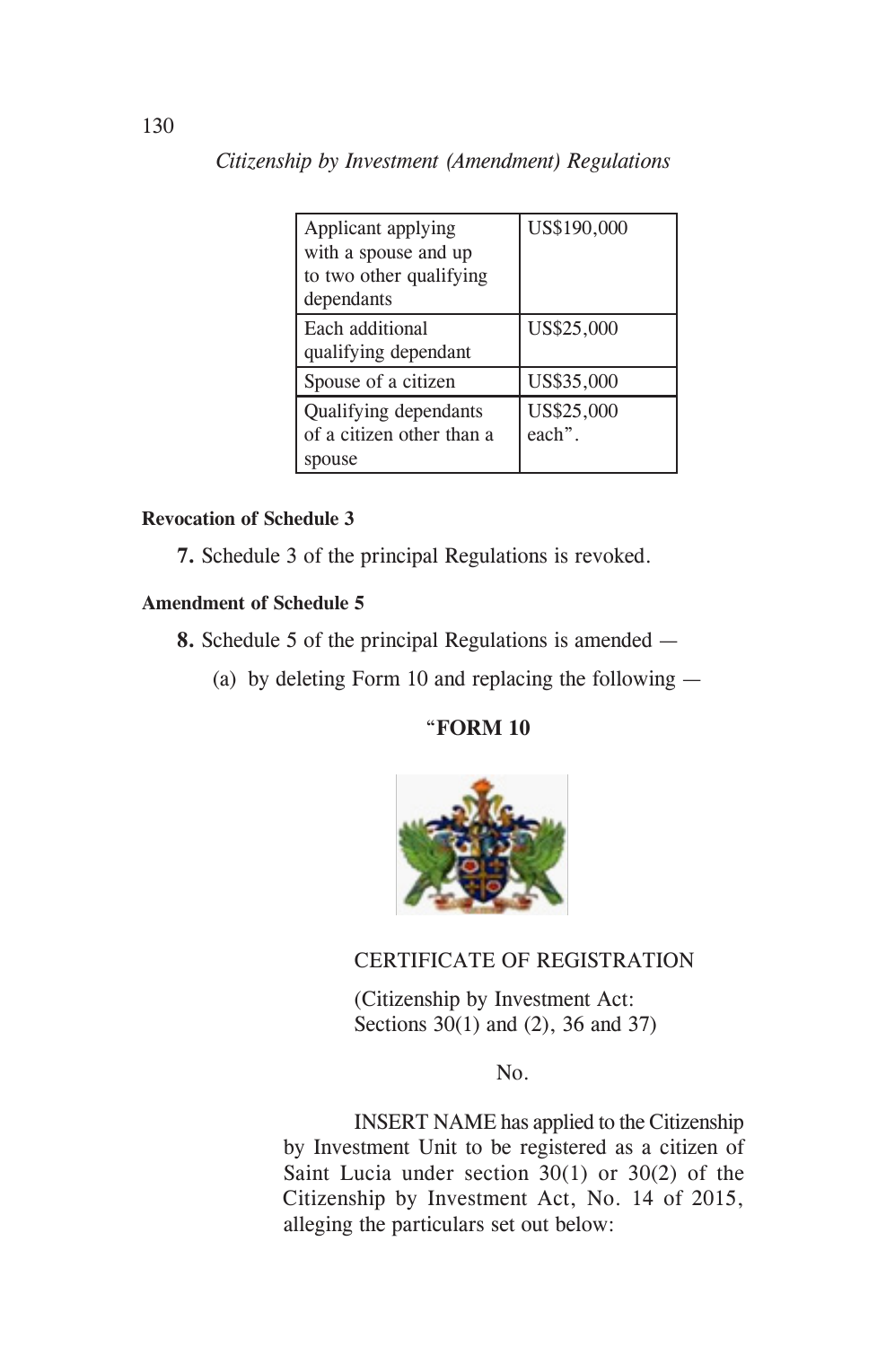| Applicant applying with a spouse and up to two other qualifying dependants | US$190,000 |
| --- | --- |
| Each additional qualifying dependant | US$25,000 |
| Spouse of a citizen | US$35,000 |
| Qualifying dependants of a citizen other than a spouse | US$25,000 each”. |

**Revocation of Schedule 3**

**7.** Schedule 3 of the principal Regulations is revoked.

**Amendment of Schedule 5**

**8.** Schedule 5 of the principal Regulations is amended —

(a) by deleting Form 10 and replacing the following —

“**FORM 10**

CERTIFICATE OF REGISTRATION

(Citizenship by Investment Act: Sections 30(1) and (2), 36 and 37)

No.

INSERT NAME has applied to the Citizenship by Investment Unit to be registered as a citizen of Saint Lucia under section 30(1) or 30(2) of the Citizenship by Investment Act, No. 14 of 2015, alleging the particulars set out below: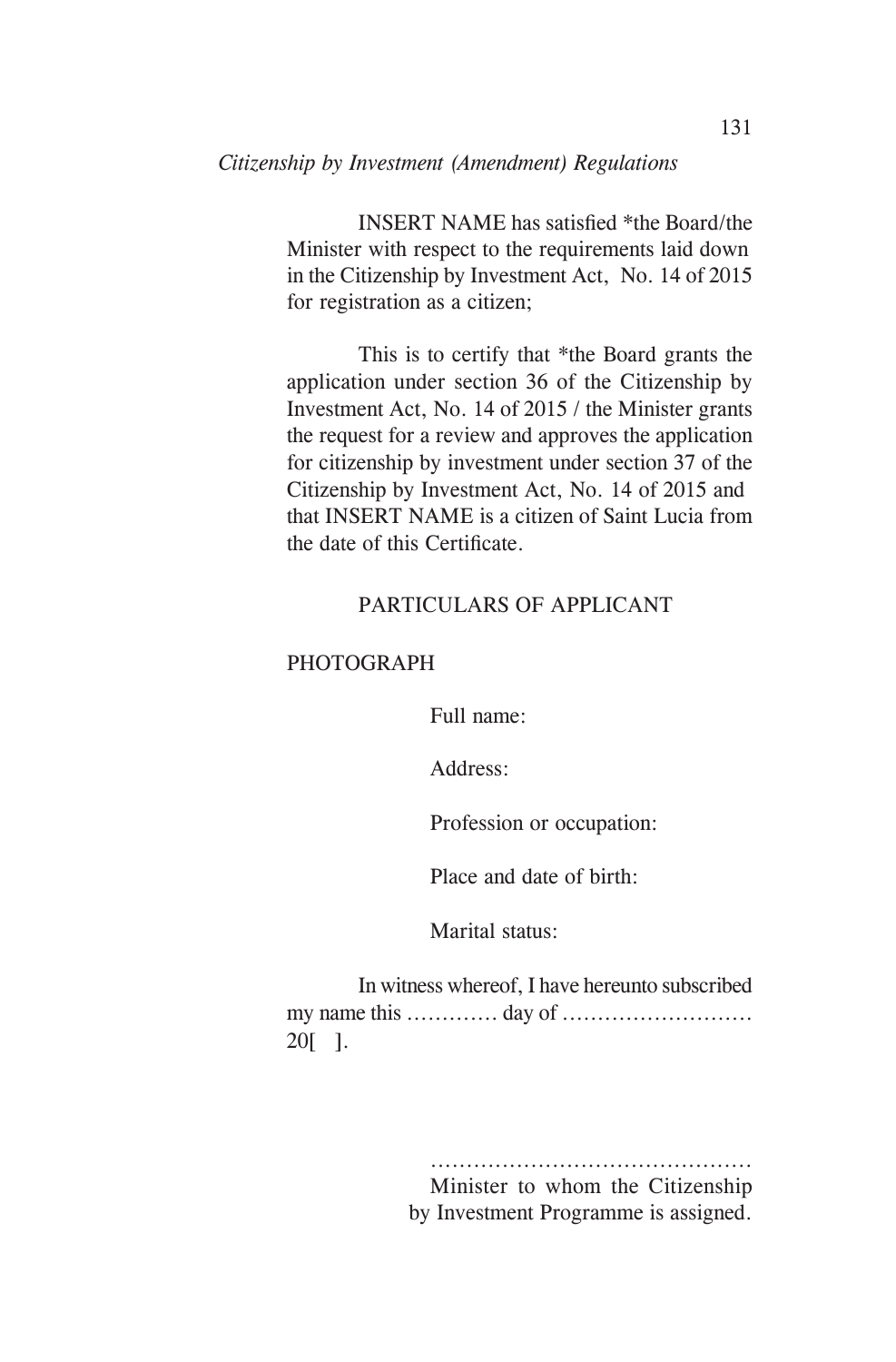INSERT NAME has satisfied *the Board/the Minister with respect to the requirements laid down in the Citizenship by Investment Act, No. 14 of 2015 for registration as a citizen;

This is to certify that *the Board grants the application under section 36 of the Citizenship by Investment Act, No. 14 of 2015 / the Minister grants the request for a review and approves the application for citizenship by investment under section 37 of the Citizenship by Investment Act, No. 14 of 2015 and that INSERT NAME is a citizen of Saint Lucia from the date of this Certificate.

PARTICULARS OF APPLICANT

PHOTOGRAPH

Full name:

Address:

Profession or occupation:

Place and date of birth:

Marital status:

In witness whereof, I have hereunto subscribed my name this …………. day of ……………………… 20[ ].

………………………………………
Minister to whom the Citizenship by Investment Programme is assigned.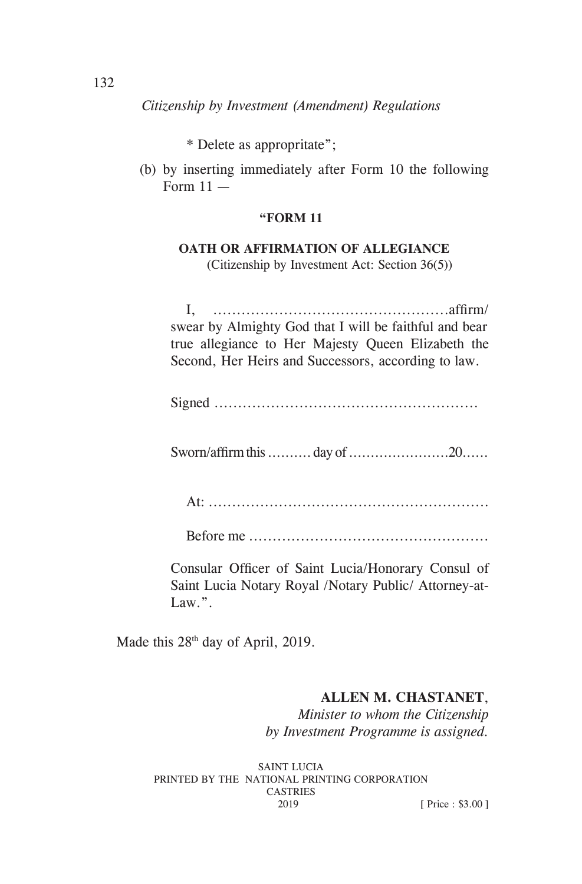\* Delete as appropriate";

(b) by inserting immediately after Form 10 the following Form 11 —

**"FORM 11**

**OATH OR AFFIRMATION OF ALLEGIANCE**
(Citizenship by Investment Act: Section 36(5))

I, …………………………………………affirm/ swear by Almighty God that I will be faithful and bear true allegiance to Her Majesty Queen Elizabeth the Second, Her Heirs and Successors, according to law.

Signed ………………………………………………

Sworn/affirm this ………. day of …………………20……

At: ……………………………………………………

Before me ……………………………………………

Consular Officer of Saint Lucia/Honorary Consul of Saint Lucia Notary Royal /Notary Public/ Attorney-at-Law.".

Made this 28th day of April, 2019.

**ALLEN M. CHASTANET**,
*Minister to whom the Citizenship by Investment Programme is assigned.*

SAINT LUCIA
PRINTED BY THE NATIONAL PRINTING CORPORATION
CASTRIES
2019

[ Price : $3.00 ]